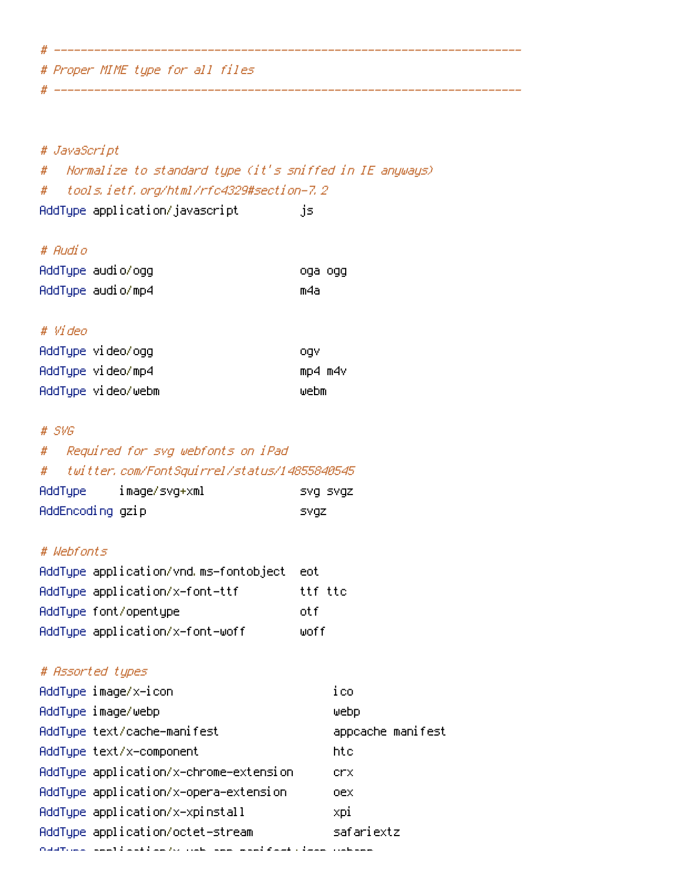```
# ----------------------------------------------------------------------
# Proper MIME type for all files
# ----------------------------------------------------------------------


# JavaScript
#   Normalize to standard type (it's sniffed in IE anyways)
#   tools.ietf.org/html/rfc4329#section-7.2
AddType application/javascript         js

# Audio
AddType audio/ogg                      oga ogg
AddType audio/mp4                      m4a

# Video
AddType video/ogg                      ogv
AddType video/mp4                      mp4 m4v
AddType video/webm                     webm

# SVG
#   Required for svg webfonts on iPad
#   twitter.com/FontSquirrel/status/14855840545
AddType     image/svg+xml              svg svgz
AddEncoding gzip                       svgz

# Webfonts
AddType application/vnd.ms-fontobject  eot
AddType application/x-font-ttf         ttf ttc
AddType font/opentype                  otf
AddType application/x-font-woff        woff

# Assorted types
AddType image/x-icon                        ico
AddType image/webp                          webp
AddType text/cache-manifest                 appcache manifest
AddType text/x-component                    htc
AddType application/x-chrome-extension      crx
AddType application/x-opera-extension       oex
AddType application/x-xpinstall             xpi
AddType application/octet-stream            safariextz
AddType application/x-web-app-manifest+json webapp
```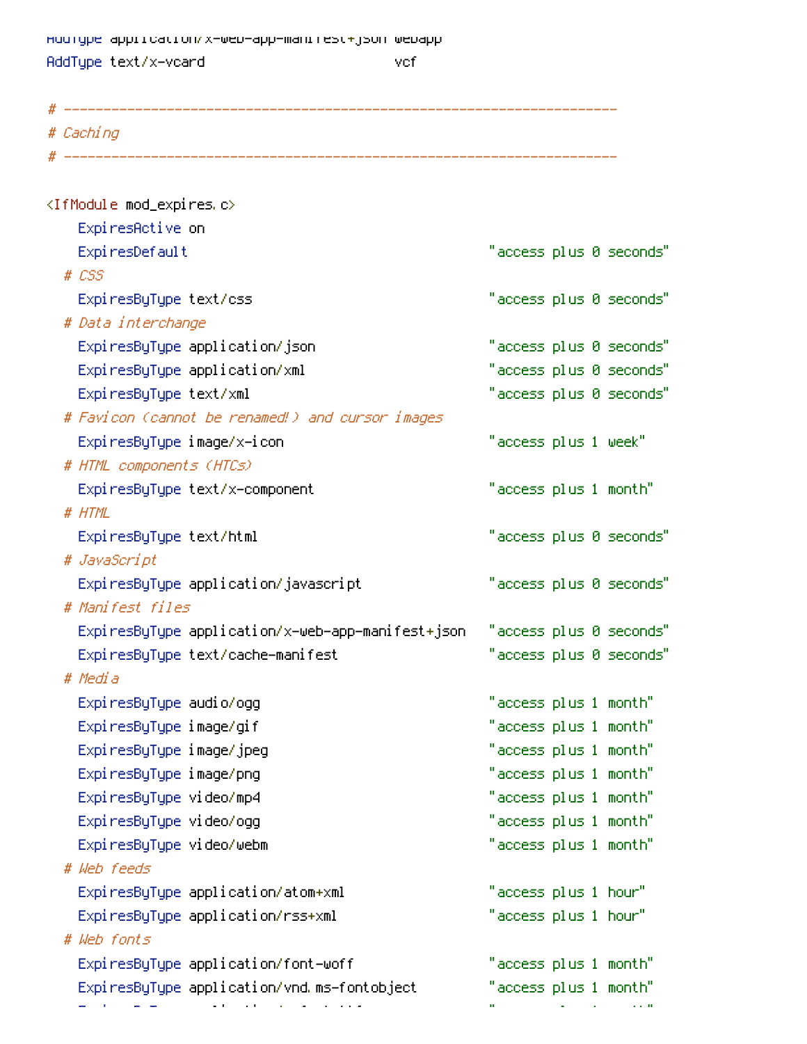```
AddType application/x-web-app-manifest+json webapp
AddType text/x-vcard                        vcf

# ----------------------------------------------------------------------
# Caching
# ----------------------------------------------------------------------

<IfModule mod_expires.c>
    ExpiresActive on
    ExpiresDefault                                      "access plus 0 seconds"
  # CSS
    ExpiresByType text/css                              "access plus 0 seconds"
  # Data interchange
    ExpiresByType application/json                      "access plus 0 seconds"
    ExpiresByType application/xml                       "access plus 0 seconds"
    ExpiresByType text/xml                              "access plus 0 seconds"
  # Favicon (cannot be renamed!) and cursor images
    ExpiresByType image/x-icon                          "access plus 1 week"
  # HTML components (HTCs)
    ExpiresByType text/x-component                      "access plus 1 month"
  # HTML
    ExpiresByType text/html                             "access plus 0 seconds"
  # JavaScript
    ExpiresByType application/javascript                "access plus 0 seconds"
  # Manifest files
    ExpiresByType application/x-web-app-manifest+json   "access plus 0 seconds"
    ExpiresByType text/cache-manifest                   "access plus 0 seconds"
  # Media
    ExpiresByType audio/ogg                             "access plus 1 month"
    ExpiresByType image/gif                             "access plus 1 month"
    ExpiresByType image/jpeg                            "access plus 1 month"
    ExpiresByType image/png                             "access plus 1 month"
    ExpiresByType video/mp4                             "access plus 1 month"
    ExpiresByType video/ogg                             "access plus 1 month"
    ExpiresByType video/webm                            "access plus 1 month"
  # Web feeds
    ExpiresByType application/atom+xml                  "access plus 1 hour"
    ExpiresByType application/rss+xml                   "access plus 1 hour"
  # Web fonts
    ExpiresByType application/font-woff                 "access plus 1 month"
    ExpiresByType application/vnd.ms-fontobject         "access plus 1 month"
```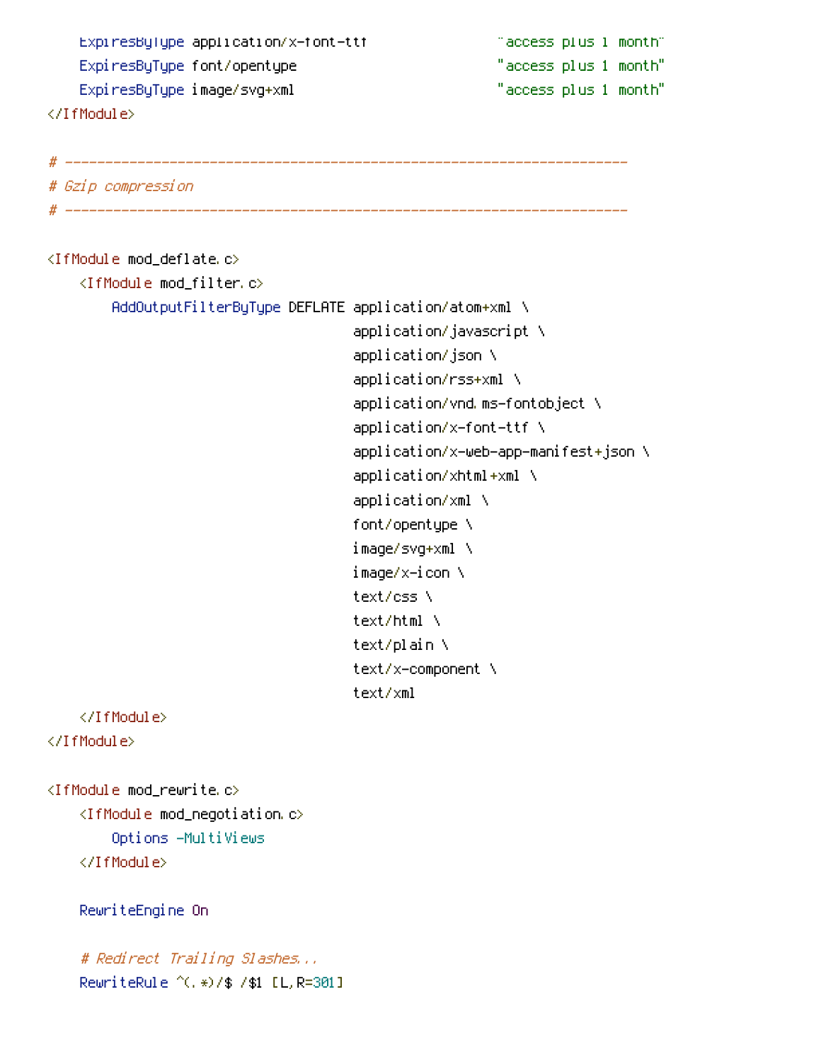```
    ExpiresByType application/x-font-ttf                "access plus 1 month"
    ExpiresByType font/opentype                         "access plus 1 month"
    ExpiresByType image/svg+xml                         "access plus 1 month"
</IfModule>

# ----------------------------------------------------------------------
# Gzip compression
# ----------------------------------------------------------------------

<IfModule mod_deflate.c>
    <IfModule mod_filter.c>
        AddOutputFilterByType DEFLATE application/atom+xml \
                                      application/javascript \
                                      application/json \
                                      application/rss+xml \
                                      application/vnd.ms-fontobject \
                                      application/x-font-ttf \
                                      application/x-web-app-manifest+json \
                                      application/xhtml+xml \
                                      application/xml \
                                      font/opentype \
                                      image/svg+xml \
                                      image/x-icon \
                                      text/css \
                                      text/html \
                                      text/plain \
                                      text/x-component \
                                      text/xml
    </IfModule>
</IfModule>

<IfModule mod_rewrite.c>
    <IfModule mod_negotiation.c>
        Options -MultiViews
    </IfModule>

    RewriteEngine On

    # Redirect Trailing Slashes...
    RewriteRule ^(.*)/$ /$1 [L,R=301]
```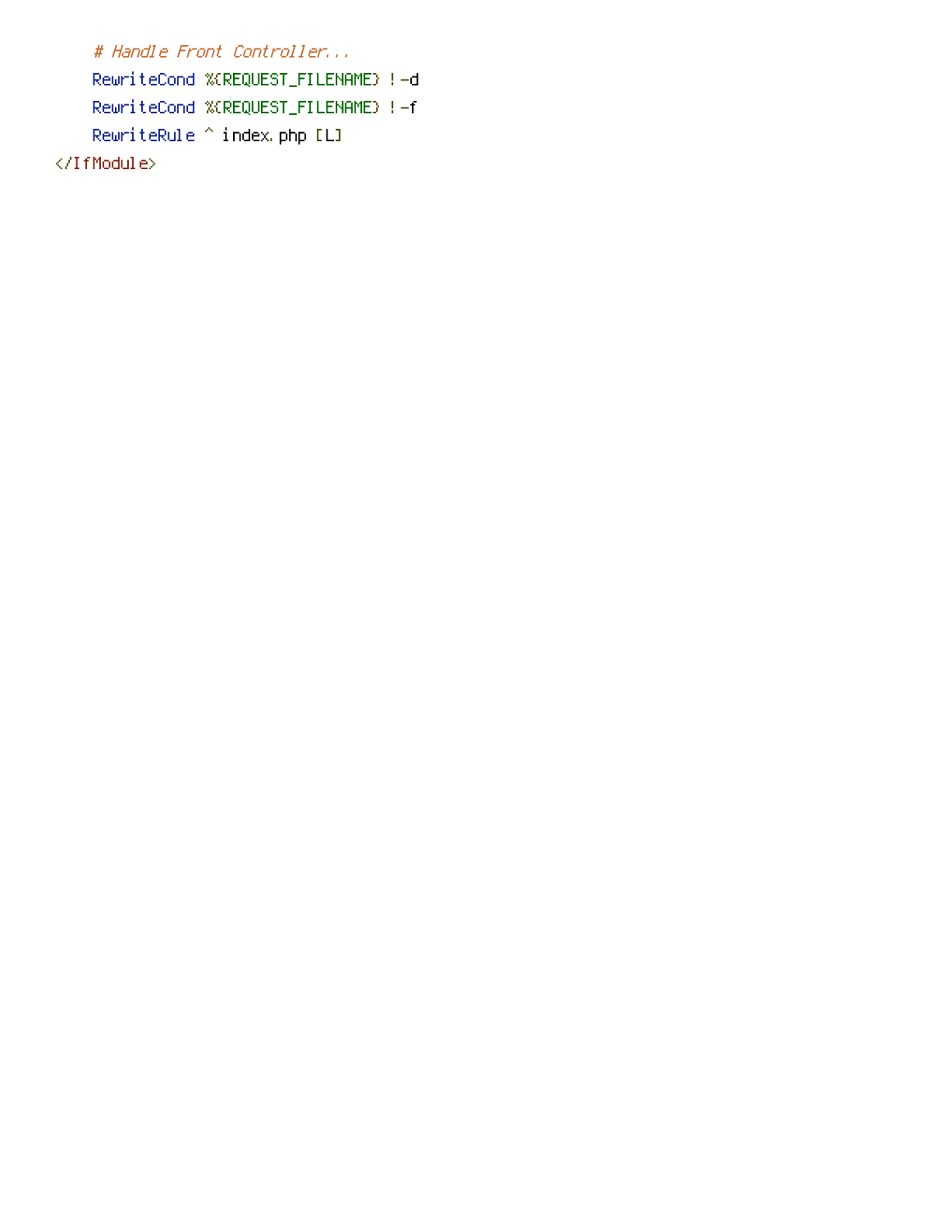```
    # Handle Front Controller...
    RewriteCond %{REQUEST_FILENAME} !-d
    RewriteCond %{REQUEST_FILENAME} !-f
    RewriteRule ^ index.php [L]
</IfModule>
```